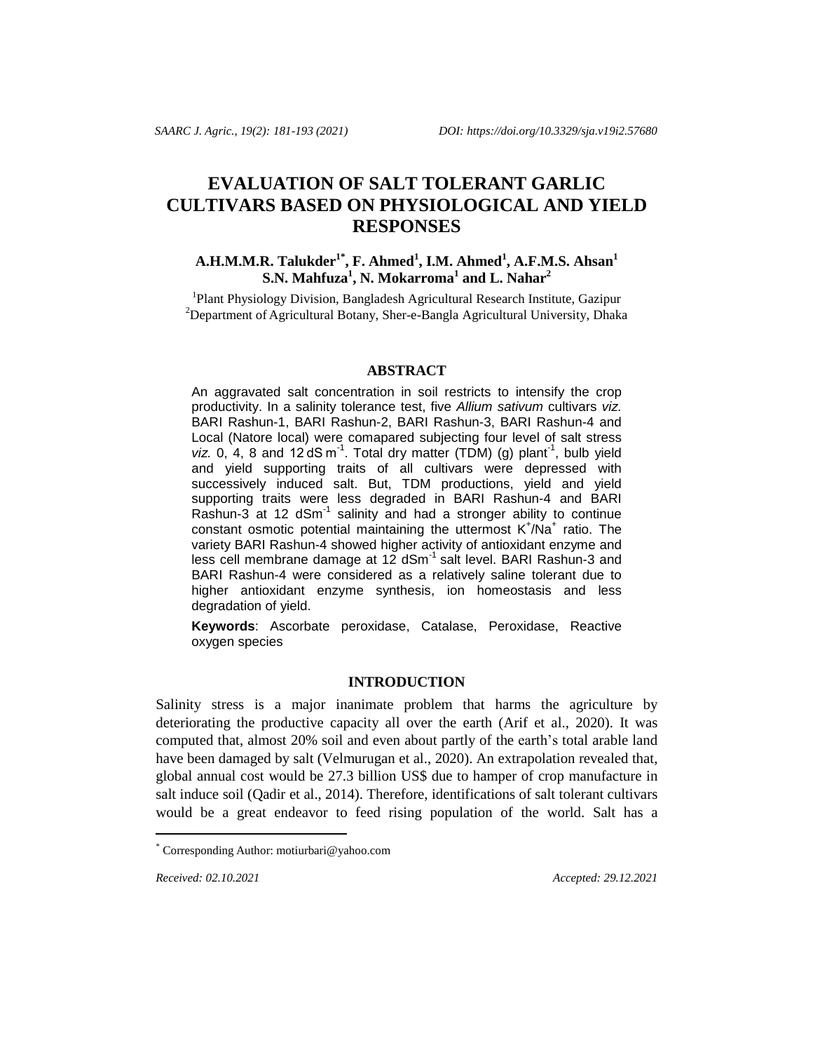# EVALUATION OF SALT TOLERANT GARLIC CULTIVARS BASED ON PHYSIOLOGICAL AND YIELD RESPONSES

**A.H.M.M.R. Talukder[1*], F. Ahmed[1], I.M. Ahmed[1], A.F.M.S. Ahsan[1] S.N. Mahfuza[1], N. Mokarroma[1] and L. Nahar[2]**

[1]Plant Physiology Division, Bangladesh Agricultural Research Institute, Gazipur
[2]Department of Agricultural Botany, Sher-e-Bangla Agricultural University, Dhaka

## ABSTRACT

An aggravated salt concentration in soil restricts to intensify the crop productivity. In a salinity tolerance test, five *Allium sativum* cultivars *viz.* BARI Rashun-1, BARI Rashun-2, BARI Rashun-3, BARI Rashun-4 and Local (Natore local) were comapared subjecting four level of salt stress *viz.* 0, 4, 8 and 12 dS $m^{-1}$. Total dry matter (TDM) (g) $plant^{-1}$, bulb yield and yield supporting traits of all cultivars were depressed with successively induced salt. But, TDM productions, yield and yield supporting traits were less degraded in BARI Rashun-4 and BARI Rashun-3 at 12 $dSm^{-1}$ salinity and had a stronger ability to continue constant osmotic potential maintaining the uttermost $K^+/Na^+$ ratio. The variety BARI Rashun-4 showed higher activity of antioxidant enzyme and less cell membrane damage at 12 $dSm^{-1}$ salt level. BARI Rashun-3 and BARI Rashun-4 were considered as a relatively saline tolerant due to higher antioxidant enzyme synthesis, ion homeostasis and less degradation of yield.

**Keywords**: Ascorbate peroxidase, Catalase, Peroxidase, Reactive oxygen species

## INTRODUCTION

Salinity stress is a major inanimate problem that harms the agriculture by deteriorating the productive capacity all over the earth (Arif et al., 2020). It was computed that, almost 20% soil and even about partly of the earth's total arable land have been damaged by salt (Velmurugan et al., 2020). An extrapolation revealed that, global annual cost would be 27.3 billion US$ due to hamper of crop manufacture in salt induce soil (Qadir et al., 2014). Therefore, identifications of salt tolerant cultivars would be a great endeavor to feed rising population of the world. Salt has a

[*] Corresponding Author: motiurbari@yahoo.com

*Received: 02.10.2021* *Accepted: 29.12.2021*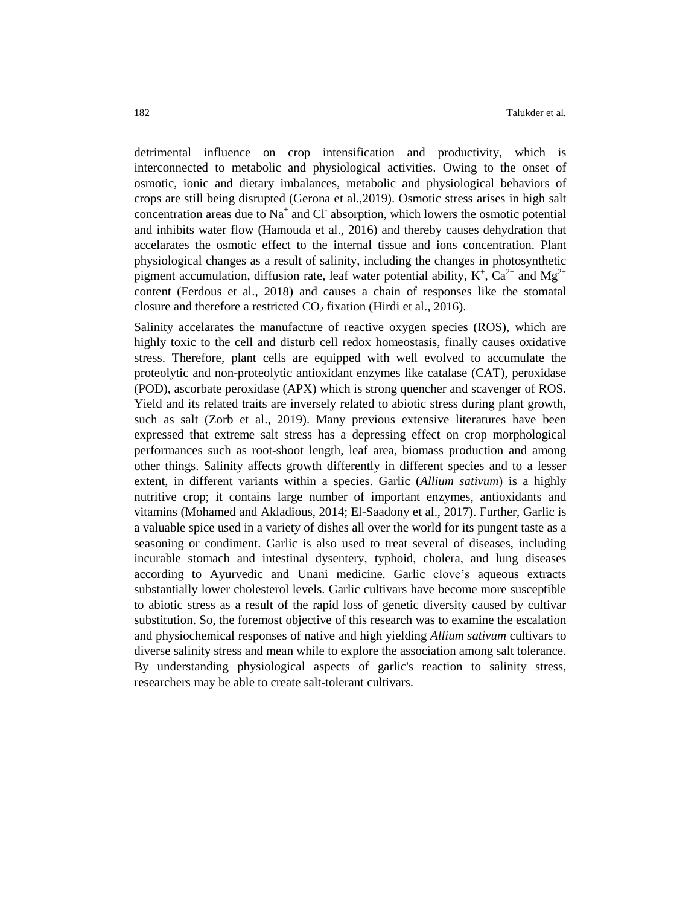detrimental influence on crop intensification and productivity, which is interconnected to metabolic and physiological activities. Owing to the onset of osmotic, ionic and dietary imbalances, metabolic and physiological behaviors of crops are still being disrupted (Gerona et al.,2019). Osmotic stress arises in high salt concentration areas due to $Na^+$ and $Cl^-$ absorption, which lowers the osmotic potential and inhibits water flow (Hamouda et al., 2016) and thereby causes dehydration that accelarates the osmotic effect to the internal tissue and ions concentration. Plant physiological changes as a result of salinity, including the changes in photosynthetic pigment accumulation, diffusion rate, leaf water potential ability, $K^+$, $Ca^{2+}$ and $Mg^{2+}$ content (Ferdous et al., 2018) and causes a chain of responses like the stomatal closure and therefore a restricted $CO_2$ fixation (Hirdi et al., 2016).

Salinity accelarates the manufacture of reactive oxygen species (ROS), which are highly toxic to the cell and disturb cell redox homeostasis, finally causes oxidative stress. Therefore, plant cells are equipped with well evolved to accumulate the proteolytic and non-proteolytic antioxidant enzymes like catalase (CAT), peroxidase (POD), ascorbate peroxidase (APX) which is strong quencher and scavenger of ROS. Yield and its related traits are inversely related to abiotic stress during plant growth, such as salt (Zorb et al., 2019). Many previous extensive literatures have been expressed that extreme salt stress has a depressing effect on crop morphological performances such as root-shoot length, leaf area, biomass production and among other things. Salinity affects growth differently in different species and to a lesser extent, in different variants within a species. Garlic (*Allium sativum*) is a highly nutritive crop; it contains large number of important enzymes, antioxidants and vitamins (Mohamed and Akladious, 2014; El-Saadony et al., 2017). Further, Garlic is a valuable spice used in a variety of dishes all over the world for its pungent taste as a seasoning or condiment. Garlic is also used to treat several of diseases, including incurable stomach and intestinal dysentery, typhoid, cholera, and lung diseases according to Ayurvedic and Unani medicine. Garlic clove's aqueous extracts substantially lower cholesterol levels. Garlic cultivars have become more susceptible to abiotic stress as a result of the rapid loss of genetic diversity caused by cultivar substitution. So, the foremost objective of this research was to examine the escalation and physiochemical responses of native and high yielding *Allium sativum* cultivars to diverse salinity stress and mean while to explore the association among salt tolerance. By understanding physiological aspects of garlic's reaction to salinity stress, researchers may be able to create salt-tolerant cultivars.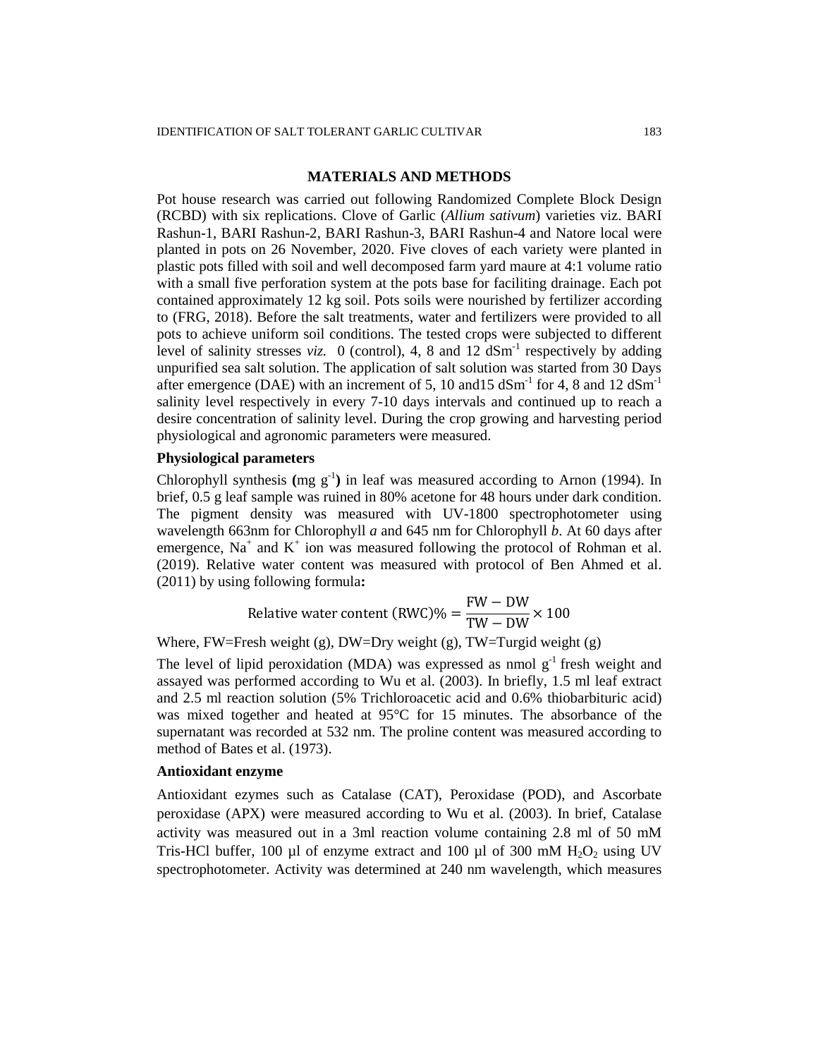## MATERIALS AND METHODS

Pot house research was carried out following Randomized Complete Block Design (RCBD) with six replications. Clove of Garlic (*Allium sativum*) varieties viz. BARI Rashun-1, BARI Rashun-2, BARI Rashun-3, BARI Rashun-4 and Natore local were planted in pots on 26 November, 2020. Five cloves of each variety were planted in plastic pots filled with soil and well decomposed farm yard maure at 4:1 volume ratio with a small five perforation system at the pots base for faciliting drainage. Each pot contained approximately 12 kg soil. Pots soils were nourished by fertilizer according to (FRG, 2018). Before the salt treatments, water and fertilizers were provided to all pots to achieve uniform soil conditions. The tested crops were subjected to different level of salinity stresses *viz.* 0 (control), 4, 8 and 12 $dSm^{-1}$ respectively by adding unpurified sea salt solution. The application of salt solution was started from 30 Days after emergence (DAE) with an increment of 5, 10 and15 $dSm^{-1}$ for 4, 8 and 12 $dSm^{-1}$ salinity level respectively in every 7-10 days intervals and continued up to reach a desire concentration of salinity level. During the crop growing and harvesting period physiological and agronomic parameters were measured.

### Physiological parameters

Chlorophyll synthesis **(**mg $g^{-1}$**)** in leaf was measured according to Arnon (1994). In brief, 0.5 g leaf sample was ruined in 80% acetone for 48 hours under dark condition. The pigment density was measured with UV-1800 spectrophotometer using wavelength 663nm for Chlorophyll *a* and 645 nm for Chlorophyll *b*. At 60 days after emergence, $Na^{+}$ and $K^{+}$ ion was measured following the protocol of Rohman et al. (2019). Relative water content was measured with protocol of Ben Ahmed et al. (2011) by using following formula**:**

$$\text{Relative water content (RWC)\%} = \frac{\text{FW} - \text{DW}}{\text{TW} - \text{DW}} \times 100$$

Where, FW=Fresh weight (g), DW=Dry weight (g), TW=Turgid weight (g)

The level of lipid peroxidation (MDA) was expressed as nmol $g^{-1}$ fresh weight and assayed was performed according to Wu et al. (2003). In briefly, 1.5 ml leaf extract and 2.5 ml reaction solution (5% Trichloroacetic acid and 0.6% thiobarbituric acid) was mixed together and heated at 95°C for 15 minutes. The absorbance of the supernatant was recorded at 532 nm. The proline content was measured according to method of Bates et al. (1973).

### Antioxidant enzyme

Antioxidant ezymes such as Catalase (CAT), Peroxidase (POD), and Ascorbate peroxidase (APX) were measured according to Wu et al. (2003). In brief, Catalase activity was measured out in a 3ml reaction volume containing 2.8 ml of 50 mM Tris-HCl buffer, 100 µl of enzyme extract and 100 µl of 300 mM $H_2O_2$ using UV spectrophotometer. Activity was determined at 240 nm wavelength, which measures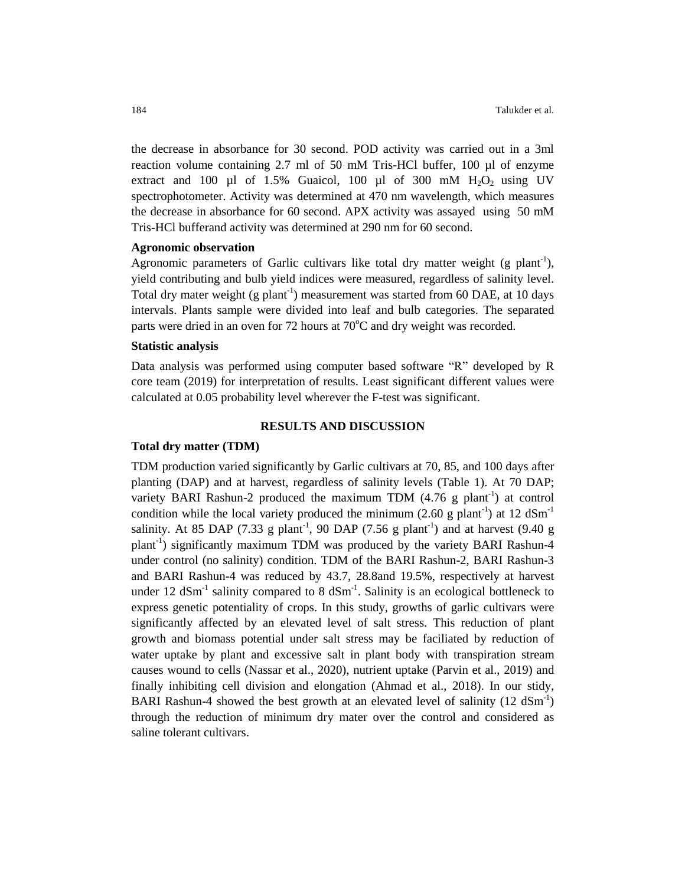the decrease in absorbance for 30 second. POD activity was carried out in a 3ml reaction volume containing 2.7 ml of 50 mM Tris-HCl buffer, 100 µl of enzyme extract and 100 µl of 1.5% Guaicol, 100 µl of 300 mM $H_2O_2$ using UV spectrophotometer. Activity was determined at 470 nm wavelength, which measures the decrease in absorbance for 60 second. APX activity was assayed using 50 mM Tris-HCl bufferand activity was determined at 290 nm for 60 second.

### Agronomic observation

Agronomic parameters of Garlic cultivars like total dry matter weight (g $plant^{-1}$), yield contributing and bulb yield indices were measured, regardless of salinity level. Total dry mater weight (g $plant^{-1}$) measurement was started from 60 DAE, at 10 days intervals. Plants sample were divided into leaf and bulb categories. The separated parts were dried in an oven for 72 hours at 70$^{o}$C and dry weight was recorded.

### Statistic analysis

Data analysis was performed using computer based software "R" developed by R core team (2019) for interpretation of results. Least significant different values were calculated at 0.05 probability level wherever the F-test was significant.

## RESULTS AND DISCUSSION

### Total dry matter (TDM)

TDM production varied significantly by Garlic cultivars at 70, 85, and 100 days after planting (DAP) and at harvest, regardless of salinity levels (Table 1). At 70 DAP; variety BARI Rashun-2 produced the maximum TDM (4.76 g $plant^{-1}$) at control condition while the local variety produced the minimum (2.60 g $plant^{-1}$) at 12 $dSm^{-1}$ salinity. At 85 DAP (7.33 g $plant^{-1}$, 90 DAP (7.56 g $plant^{-1}$) and at harvest (9.40 g $plant^{-1}$) significantly maximum TDM was produced by the variety BARI Rashun-4 under control (no salinity) condition. TDM of the BARI Rashun-2, BARI Rashun-3 and BARI Rashun-4 was reduced by 43.7, 28.8and 19.5%, respectively at harvest under 12 $dSm^{-1}$ salinity compared to 8 $dSm^{-1}$. Salinity is an ecological bottleneck to express genetic potentiality of crops. In this study, growths of garlic cultivars were significantly affected by an elevated level of salt stress. This reduction of plant growth and biomass potential under salt stress may be faciliated by reduction of water uptake by plant and excessive salt in plant body with transpiration stream causes wound to cells (Nassar et al., 2020), nutrient uptake (Parvin et al., 2019) and finally inhibiting cell division and elongation (Ahmad et al., 2018). In our stidy, BARI Rashun-4 showed the best growth at an elevated level of salinity (12 $dSm^{-1}$) through the reduction of minimum dry mater over the control and considered as saline tolerant cultivars.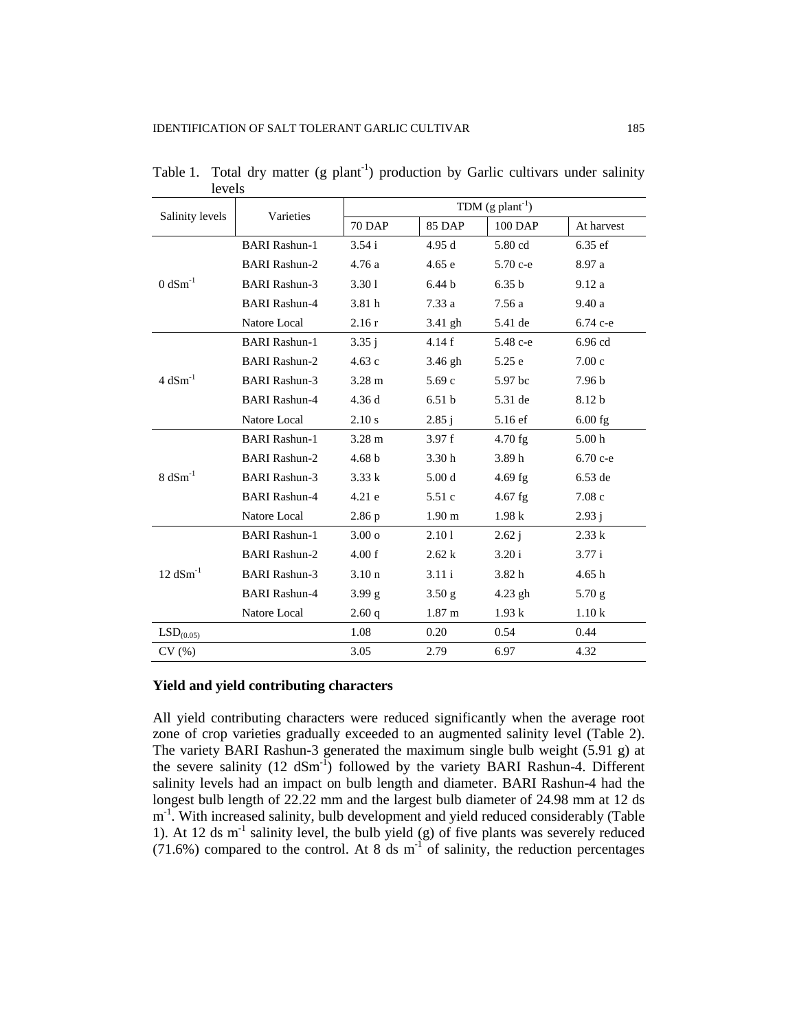Table 1. Total dry matter (g $plant^{-1}$) production by Garlic cultivars under salinity levels

| Salinity levels | Varieties | TDM (g $plant^{-1}$) | | | |
|---|---|---|---|---|---|
| | | 70 DAP | 85 DAP | 100 DAP | At harvest |
| 0 $dSm^{-1}$ | BARI Rashun-1 | 3.54 i | 4.95 d | 5.80 cd | 6.35 ef |
| | BARI Rashun-2 | 4.76 a | 4.65 e | 5.70 c-e | 8.97 a |
| | BARI Rashun-3 | 3.30 l | 6.44 b | 6.35 b | 9.12 a |
| | BARI Rashun-4 | 3.81 h | 7.33 a | 7.56 a | 9.40 a |
| | Natore Local | 2.16 r | 3.41 gh | 5.41 de | 6.74 c-e |
| 4 $dSm^{-1}$ | BARI Rashun-1 | 3.35 j | 4.14 f | 5.48 c-e | 6.96 cd |
| | BARI Rashun-2 | 4.63 c | 3.46 gh | 5.25 e | 7.00 c |
| | BARI Rashun-3 | 3.28 m | 5.69 c | 5.97 bc | 7.96 b |
| | BARI Rashun-4 | 4.36 d | 6.51 b | 5.31 de | 8.12 b |
| | Natore Local | 2.10 s | 2.85 j | 5.16 ef | 6.00 fg |
| 8 $dSm^{-1}$ | BARI Rashun-1 | 3.28 m | 3.97 f | 4.70 fg | 5.00 h |
| | BARI Rashun-2 | 4.68 b | 3.30 h | 3.89 h | 6.70 c-e |
| | BARI Rashun-3 | 3.33 k | 5.00 d | 4.69 fg | 6.53 de |
| | BARI Rashun-4 | 4.21 e | 5.51 c | 4.67 fg | 7.08 c |
| | Natore Local | 2.86 p | 1.90 m | 1.98 k | 2.93 j |
| 12 $dSm^{-1}$ | BARI Rashun-1 | 3.00 o | 2.10 l | 2.62 j | 2.33 k |
| | BARI Rashun-2 | 4.00 f | 2.62 k | 3.20 i | 3.77 i |
| | BARI Rashun-3 | 3.10 n | 3.11 i | 3.82 h | 4.65 h |
| | BARI Rashun-4 | 3.99 g | 3.50 g | 4.23 gh | 5.70 g |
| | Natore Local | 2.60 q | 1.87 m | 1.93 k | 1.10 k |
| $LSD_{(0.05)}$ | | 1.08 | 0.20 | 0.54 | 0.44 |
| CV (%) | | 3.05 | 2.79 | 6.97 | 4.32 |

**Yield and yield contributing characters**

All yield contributing characters were reduced significantly when the average root zone of crop varieties gradually exceeded to an augmented salinity level (Table 2). The variety BARI Rashun-3 generated the maximum single bulb weight (5.91 g) at the severe salinity (12 $dSm^{-1}$) followed by the variety BARI Rashun-4. Different salinity levels had an impact on bulb length and diameter. BARI Rashun-4 had the longest bulb length of 22.22 mm and the largest bulb diameter of 24.98 mm at 12 ds $m^{-1}$. With increased salinity, bulb development and yield reduced considerably (Table 1). At 12 ds $m^{-1}$ salinity level, the bulb yield (g) of five plants was severely reduced (71.6%) compared to the control. At 8 ds $m^{-1}$ of salinity, the reduction percentages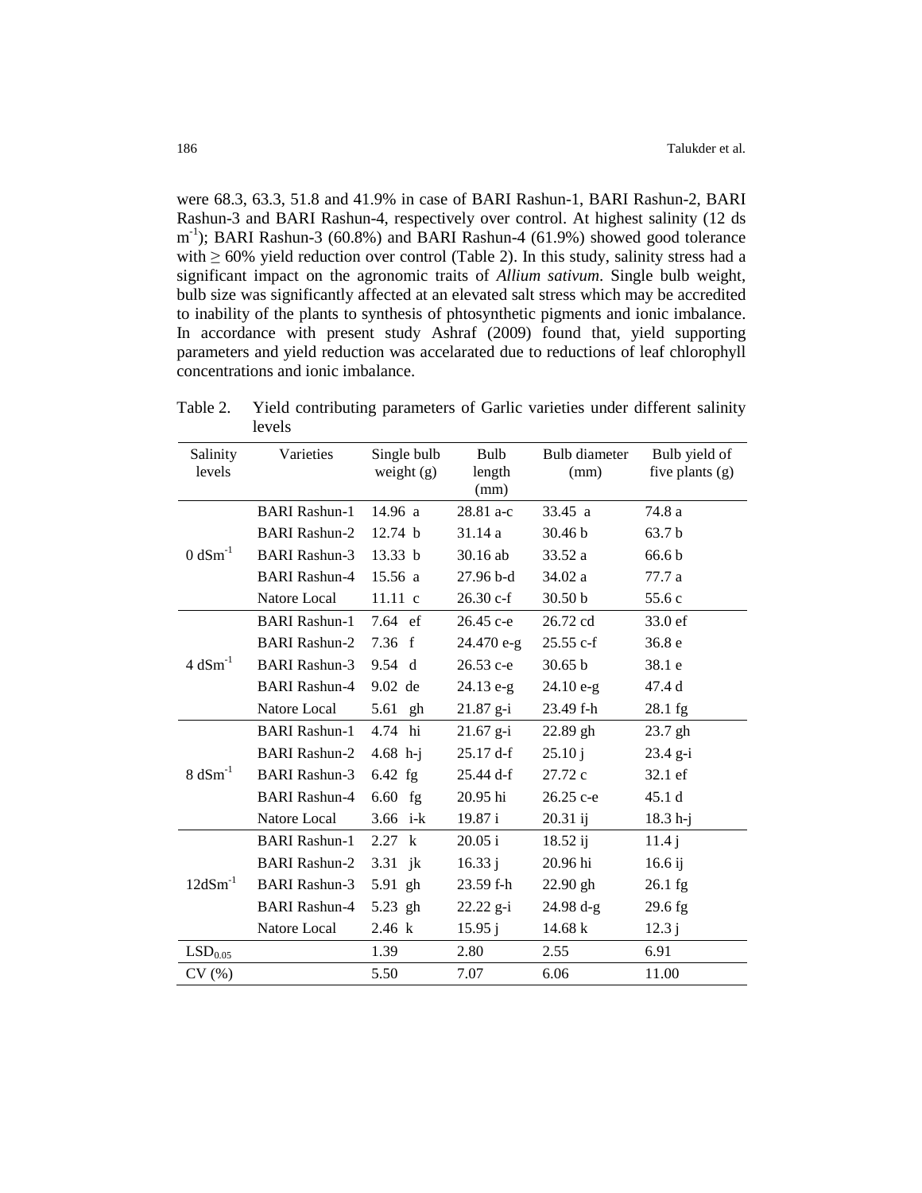were 68.3, 63.3, 51.8 and 41.9% in case of BARI Rashun-1, BARI Rashun-2, BARI Rashun-3 and BARI Rashun-4, respectively over control. At highest salinity (12 ds $m^{-1}$); BARI Rashun-3 (60.8%) and BARI Rashun-4 (61.9%) showed good tolerance with ≥ 60% yield reduction over control (Table 2). In this study, salinity stress had a significant impact on the agronomic traits of *Allium sativum*. Single bulb weight, bulb size was significantly affected at an elevated salt stress which may be accredited to inability of the plants to synthesis of phtosynthetic pigments and ionic imbalance. In accordance with present study Ashraf (2009) found that, yield supporting parameters and yield reduction was accelarated due to reductions of leaf chlorophyll concentrations and ionic imbalance.

Table 2. Yield contributing parameters of Garlic varieties under different salinity levels

| Salinity levels | Varieties | Single bulb weight (g) | Bulb length (mm) | Bulb diameter (mm) | Bulb yield of five plants (g) |
|---|---|---|---|---|---|
| $0\ dSm^{-1}$ | BARI Rashun-1 | 14.96 a | 28.81 a-c | 33.45 a | 74.8 a |
| | BARI Rashun-2 | 12.74 b | 31.14 a | 30.46 b | 63.7 b |
| | BARI Rashun-3 | 13.33 b | 30.16 ab | 33.52 a | 66.6 b |
| | BARI Rashun-4 | 15.56 a | 27.96 b-d | 34.02 a | 77.7 a |
| | Natore Local | 11.11 c | 26.30 c-f | 30.50 b | 55.6 c |
| $4\ dSm^{-1}$ | BARI Rashun-1 | 7.64 ef | 26.45 c-e | 26.72 cd | 33.0 ef |
| | BARI Rashun-2 | 7.36 f | 24.470 e-g | 25.55 c-f | 36.8 e |
| | BARI Rashun-3 | 9.54 d | 26.53 c-e | 30.65 b | 38.1 e |
| | BARI Rashun-4 | 9.02 de | 24.13 e-g | 24.10 e-g | 47.4 d |
| | Natore Local | 5.61 gh | 21.87 g-i | 23.49 f-h | 28.1 fg |
| $8\ dSm^{-1}$ | BARI Rashun-1 | 4.74 hi | 21.67 g-i | 22.89 gh | 23.7 gh |
| | BARI Rashun-2 | 4.68 h-j | 25.17 d-f | 25.10 j | 23.4 g-i |
| | BARI Rashun-3 | 6.42 fg | 25.44 d-f | 27.72 c | 32.1 ef |
| | BARI Rashun-4 | 6.60 fg | 20.95 hi | 26.25 c-e | 45.1 d |
| | Natore Local | 3.66 i-k | 19.87 i | 20.31 ij | 18.3 h-j |
| $12dSm^{-1}$ | BARI Rashun-1 | 2.27 k | 20.05 i | 18.52 ij | 11.4 j |
| | BARI Rashun-2 | 3.31 jk | 16.33 j | 20.96 hi | 16.6 ij |
| | BARI Rashun-3 | 5.91 gh | 23.59 f-h | 22.90 gh | 26.1 fg |
| | BARI Rashun-4 | 5.23 gh | 22.22 g-i | 24.98 d-g | 29.6 fg |
| | Natore Local | 2.46 k | 15.95 j | 14.68 k | 12.3 j |
| $LSD_{0.05}$ | | 1.39 | 2.80 | 2.55 | 6.91 |
| CV (%) | | 5.50 | 7.07 | 6.06 | 11.00 |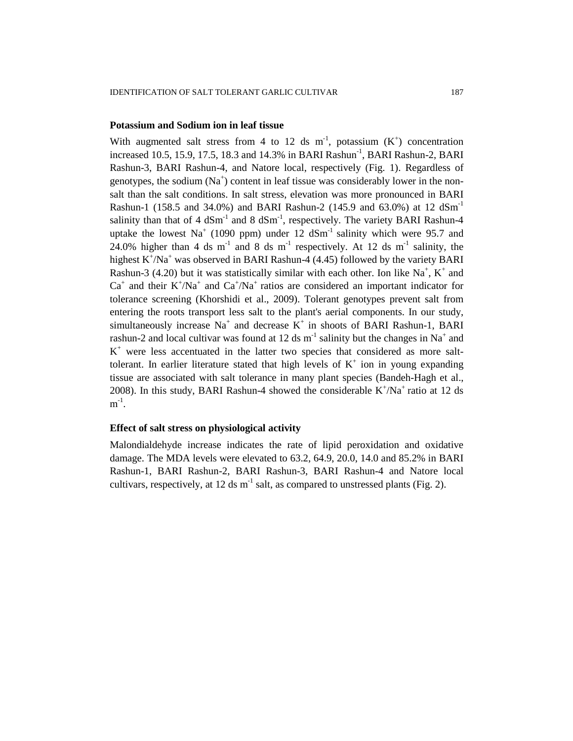### Potassium and Sodium ion in leaf tissue

With augmented salt stress from 4 to 12 ds $m^{-1}$, potassium ($K^+$) concentration increased 10.5, 15.9, 17.5, 18.3 and 14.3% in BARI Rashun$^{-1}$, BARI Rashun-2, BARI Rashun-3, BARI Rashun-4, and Natore local, respectively (Fig. 1). Regardless of genotypes, the sodium ($Na^+$) content in leaf tissue was considerably lower in the non-salt than the salt conditions. In salt stress, elevation was more pronounced in BARI Rashun-1 (158.5 and 34.0%) and BARI Rashun-2 (145.9 and 63.0%) at 12 $dSm^{-1}$ salinity than that of 4 $dSm^{-1}$ and 8 $dSm^{-1}$, respectively. The variety BARI Rashun-4 uptake the lowest $Na^+$ (1090 ppm) under 12 $dSm^{-1}$ salinity which were 95.7 and 24.0% higher than 4 ds $m^{-1}$ and 8 ds $m^{-1}$ respectively. At 12 ds $m^{-1}$ salinity, the highest $K^+/Na^+$ was observed in BARI Rashun-4 (4.45) followed by the variety BARI Rashun-3 (4.20) but it was statistically similar with each other. Ion like $Na^+$, $K^+$ and $Ca^+$ and their $K^+/Na^+$ and $Ca^+/Na^+$ ratios are considered an important indicator for tolerance screening (Khorshidi et al., 2009). Tolerant genotypes prevent salt from entering the roots transport less salt to the plant's aerial components. In our study, simultaneously increase $Na^+$ and decrease $K^+$ in shoots of BARI Rashun-1, BARI rashun-2 and local cultivar was found at 12 ds $m^{-1}$ salinity but the changes in $Na^+$ and $K^+$ were less accentuated in the latter two species that considered as more salt-tolerant. In earlier literature stated that high levels of $K^+$ ion in young expanding tissue are associated with salt tolerance in many plant species (Bandeh-Hagh et al., 2008). In this study, BARI Rashun-4 showed the considerable $K^+/Na^+$ ratio at 12 ds $m^{-1}$.

### Effect of salt stress on physiological activity

Malondialdehyde increase indicates the rate of lipid peroxidation and oxidative damage. The MDA levels were elevated to 63.2, 64.9, 20.0, 14.0 and 85.2% in BARI Rashun-1, BARI Rashun-2, BARI Rashun-3, BARI Rashun-4 and Natore local cultivars, respectively, at 12 ds $m^{-1}$ salt, as compared to unstressed plants (Fig. 2).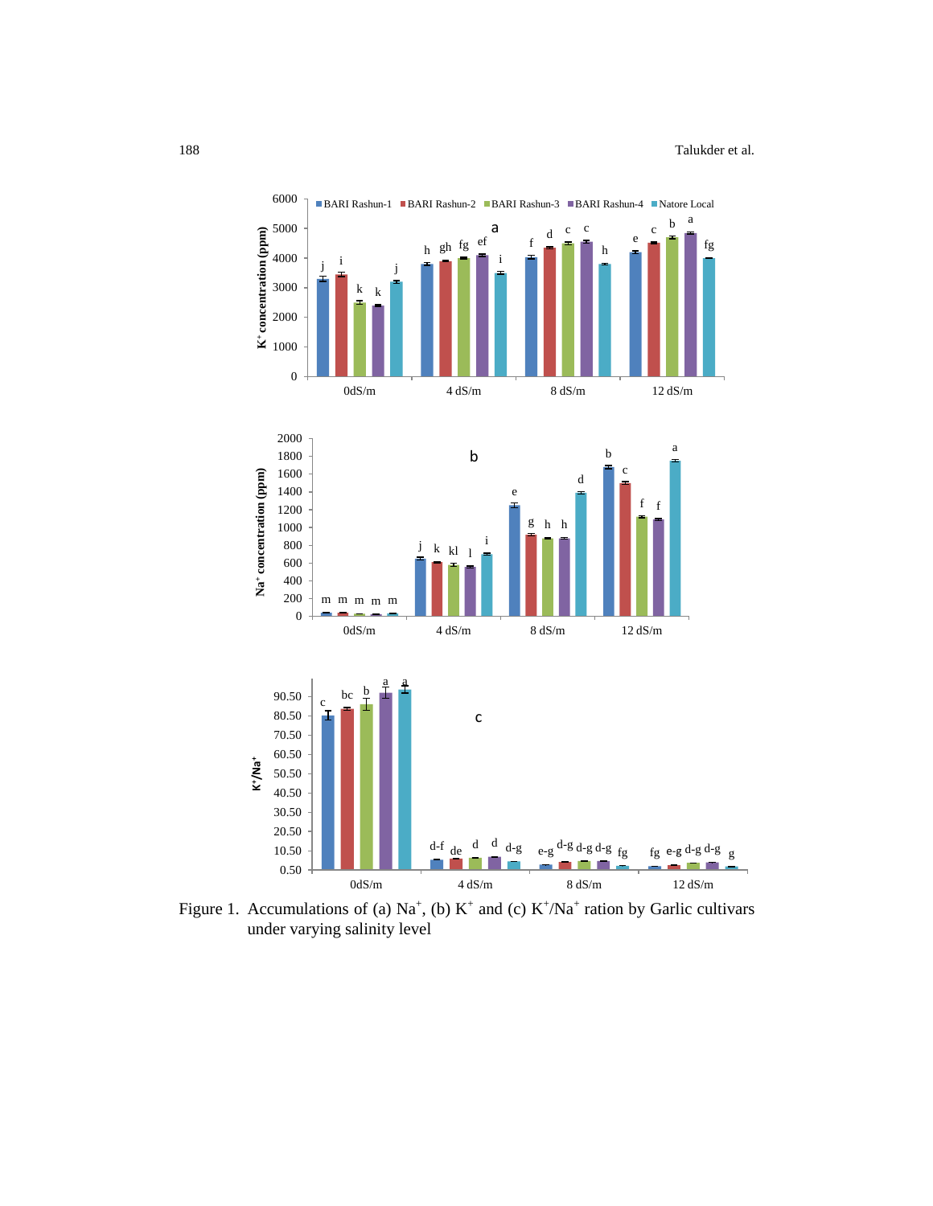Figure 1. Accumulations of (a) $Na^+$, (b) $K^+$ and (c) $K^+/Na^+$ ration by Garlic cultivars under varying salinity level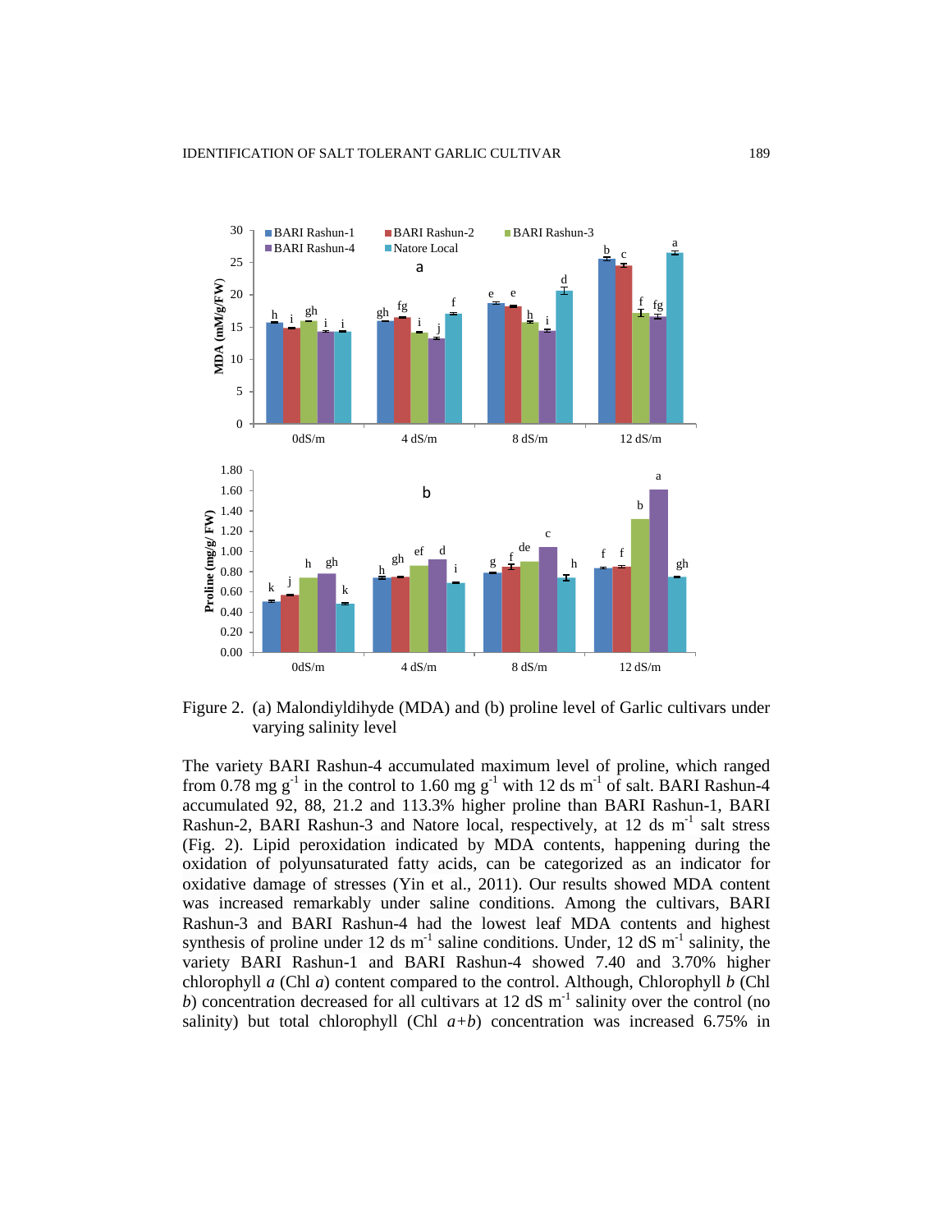Figure 2. (a) Malondiyldihyde (MDA) and (b) proline level of Garlic cultivars under varying salinity level

The variety BARI Rashun-4 accumulated maximum level of proline, which ranged from 0.78 mg $g^{-1}$ in the control to 1.60 mg $g^{-1}$ with 12 ds $m^{-1}$ of salt. BARI Rashun-4 accumulated 92, 88, 21.2 and 113.3% higher proline than BARI Rashun-1, BARI Rashun-2, BARI Rashun-3 and Natore local, respectively, at 12 ds $m^{-1}$ salt stress (Fig. 2). Lipid peroxidation indicated by MDA contents, happening during the oxidation of polyunsaturated fatty acids, can be categorized as an indicator for oxidative damage of stresses (Yin et al., 2011). Our results showed MDA content was increased remarkably under saline conditions. Among the cultivars, BARI Rashun-3 and BARI Rashun-4 had the lowest leaf MDA contents and highest synthesis of proline under 12 ds $m^{-1}$ saline conditions. Under, 12 dS $m^{-1}$ salinity, the variety BARI Rashun-1 and BARI Rashun-4 showed 7.40 and 3.70% higher chlorophyll *a* (Chl *a*) content compared to the control. Although, Chlorophyll *b* (Chl *b*) concentration decreased for all cultivars at 12 dS $m^{-1}$ salinity over the control (no salinity) but total chlorophyll (Chl *a+b*) concentration was increased 6.75% in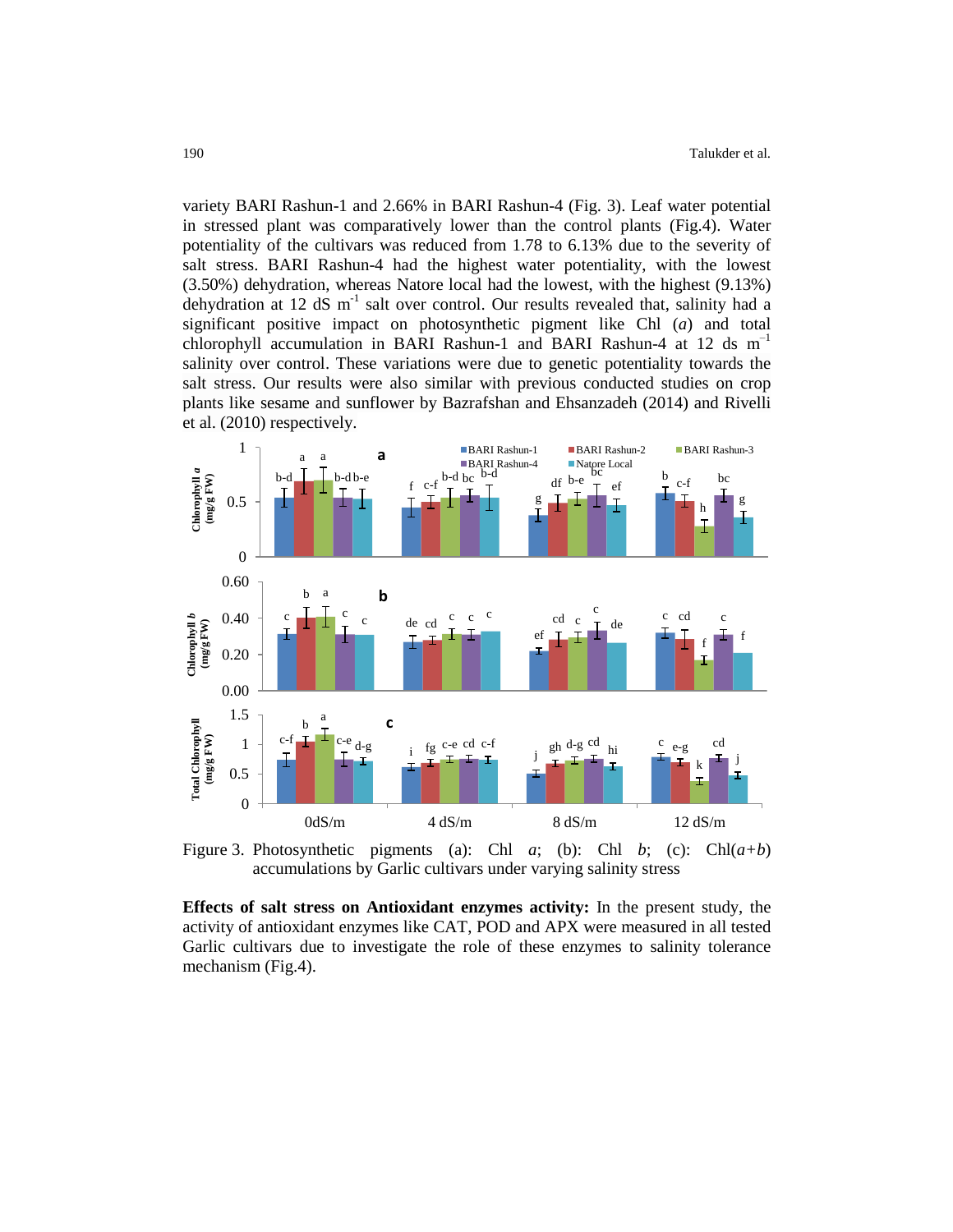variety BARI Rashun-1 and 2.66% in BARI Rashun-4 (Fig. 3). Leaf water potential in stressed plant was comparatively lower than the control plants (Fig.4). Water potentiality of the cultivars was reduced from 1.78 to 6.13% due to the severity of salt stress. BARI Rashun-4 had the highest water potentiality, with the lowest (3.50%) dehydration, whereas Natore local had the lowest, with the highest (9.13%) dehydration at 12 dS $m^{-1}$ salt over control. Our results revealed that, salinity had a significant positive impact on photosynthetic pigment like Chl (*a*) and total chlorophyll accumulation in BARI Rashun-1 and BARI Rashun-4 at 12 ds $m^{-1}$ salinity over control. These variations were due to genetic potentiality towards the salt stress. Our results were also similar with previous conducted studies on crop plants like sesame and sunflower by Bazrafshan and Ehsanzadeh (2014) and Rivelli et al. (2010) respectively.

Figure 3. Photosynthetic pigments (a): Chl *a*; (b): Chl *b*; (c): Chl(*a*+*b*) accumulations by Garlic cultivars under varying salinity stress

**Effects of salt stress on Antioxidant enzymes activity:** In the present study, the activity of antioxidant enzymes like CAT, POD and APX were measured in all tested Garlic cultivars due to investigate the role of these enzymes to salinity tolerance mechanism (Fig.4).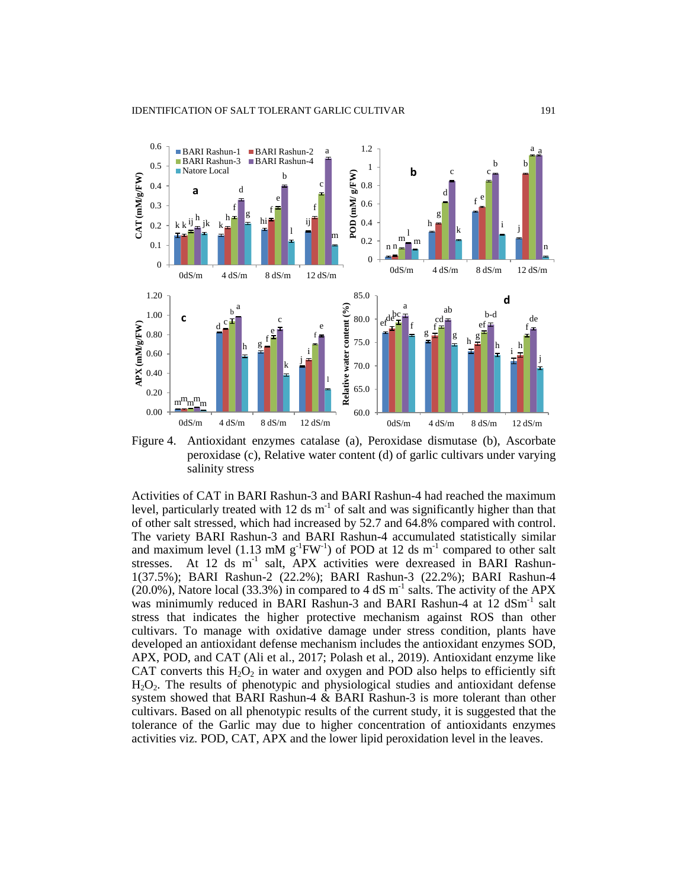Figure 4. Antioxidant enzymes catalase (a), Peroxidase dismutase (b), Ascorbate peroxidase (c), Relative water content (d) of garlic cultivars under varying salinity stress

Activities of CAT in BARI Rashun-3 and BARI Rashun-4 had reached the maximum level, particularly treated with 12 ds $m^{-1}$ of salt and was significantly higher than that of other salt stressed, which had increased by 52.7 and 64.8% compared with control. The variety BARI Rashun-3 and BARI Rashun-4 accumulated statistically similar and maximum level (1.13 mM $g^{-1}FW^{-1}$) of POD at 12 ds $m^{-1}$ compared to other salt stresses. At 12 ds $m^{-1}$ salt, APX activities were dexreased in BARI Rashun-1(37.5%); BARI Rashun-2 (22.2%); BARI Rashun-3 (22.2%); BARI Rashun-4 (20.0%), Natore local (33.3%) in compared to 4 dS $m^{-1}$ salts. The activity of the APX was minimumly reduced in BARI Rashun-3 and BARI Rashun-4 at 12 $dSm^{-1}$ salt stress that indicates the higher protective mechanism against ROS than other cultivars. To manage with oxidative damage under stress condition, plants have developed an antioxidant defense mechanism includes the antioxidant enzymes SOD, APX, POD, and CAT (Ali et al., 2017; Polash et al., 2019). Antioxidant enzyme like CAT converts this $H_2O_2$ in water and oxygen and POD also helps to efficiently sift $H_2O_2$. The results of phenotypic and physiological studies and antioxidant defense system showed that BARI Rashun-4 & BARI Rashun-3 is more tolerant than other cultivars. Based on all phenotypic results of the current study, it is suggested that the tolerance of the Garlic may due to higher concentration of antioxidants enzymes activities viz. POD, CAT, APX and the lower lipid peroxidation level in the leaves.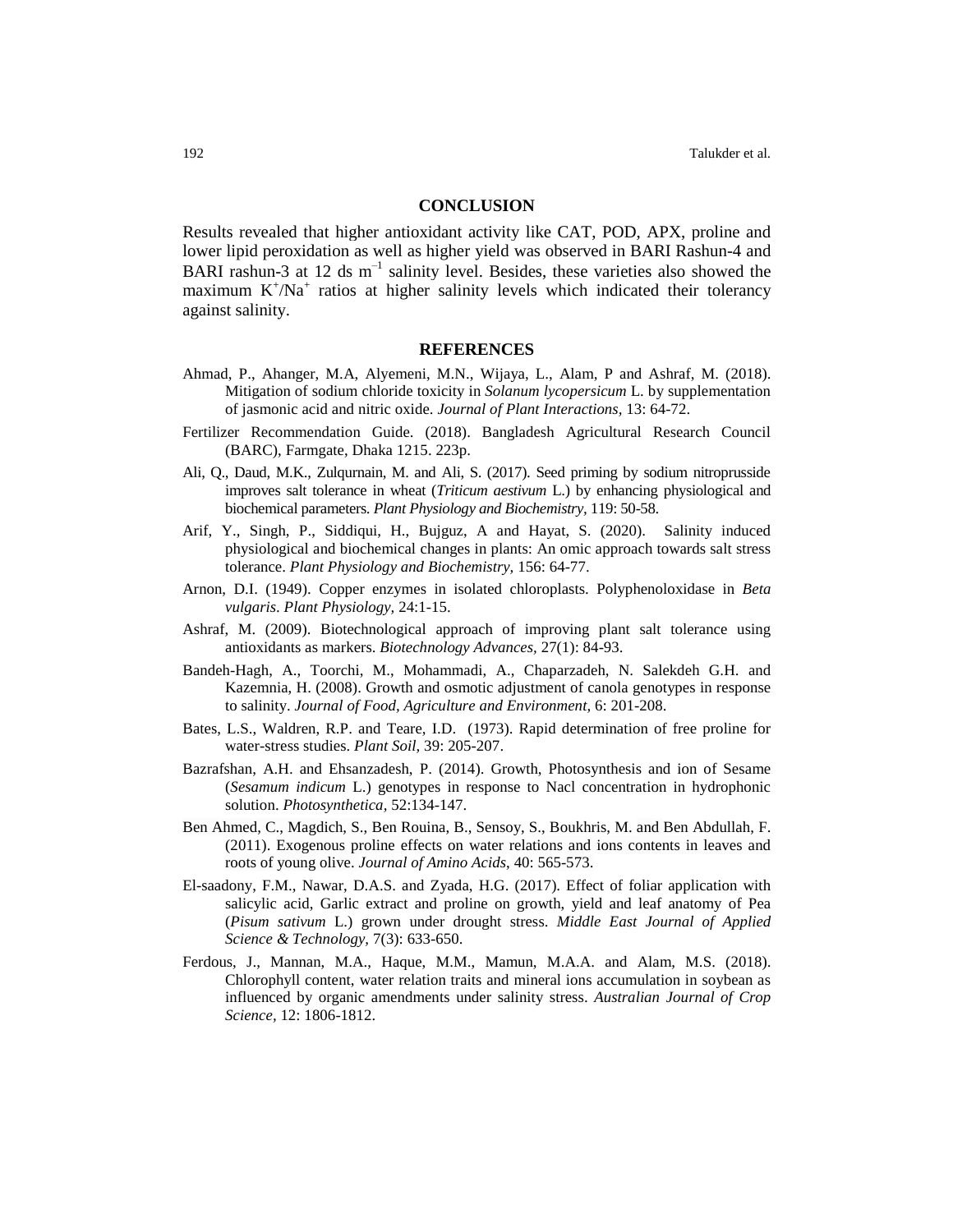## CONCLUSION

Results revealed that higher antioxidant activity like CAT, POD, APX, proline and lower lipid peroxidation as well as higher yield was observed in BARI Rashun-4 and BARI rashun-3 at 12 ds $m^{-1}$ salinity level. Besides, these varieties also showed the maximum $K^{+}/Na^{+}$ ratios at higher salinity levels which indicated their tolerancy against salinity.

## REFERENCES

Ahmad, P., Ahanger, M.A, Alyemeni, M.N., Wijaya, L., Alam, P and Ashraf, M. (2018). Mitigation of sodium chloride toxicity in *Solanum lycopersicum* L. by supplementation of jasmonic acid and nitric oxide. *Journal of Plant Interactions*, 13: 64-72.

Fertilizer Recommendation Guide. (2018). Bangladesh Agricultural Research Council (BARC), Farmgate, Dhaka 1215. 223p.

Ali, Q., Daud, M.K., Zulqurnain, M. and Ali, S. (2017). Seed priming by sodium nitroprusside improves salt tolerance in wheat (*Triticum aestivum* L.) by enhancing physiological and biochemical parameters. *Plant Physiology and Biochemistry*, 119: 50-58.

Arif, Y., Singh, P., Siddiqui, H., Bujguz, A and Hayat, S. (2020). Salinity induced physiological and biochemical changes in plants: An omic approach towards salt stress tolerance. *Plant Physiology and Biochemistry,* 156: 64-77.

Arnon, D.I. (1949). Copper enzymes in isolated chloroplasts. Polyphenoloxidase in *Beta vulgaris*. *Plant Physiology,* 24:1-15.

Ashraf, M. (2009). Biotechnological approach of improving plant salt tolerance using antioxidants as markers. *Biotechnology Advances,* 27(1): 84-93.

Bandeh-Hagh, A., Toorchi, M., Mohammadi, A., Chaparzadeh, N. Salekdeh G.H. and Kazemnia, H. (2008). Growth and osmotic adjustment of canola genotypes in response to salinity. *Journal of Food, Agriculture and Environment*, 6: 201-208.

Bates, L.S., Waldren, R.P. and Teare, I.D. (1973). Rapid determination of free proline for water-stress studies. *Plant Soil,* 39: 205-207.

Bazrafshan, A.H. and Ehsanzadesh, P. (2014). Growth, Photosynthesis and ion of Sesame (*Sesamum indicum* L.) genotypes in response to Nacl concentration in hydrophonic solution. *Photosynthetica,* 52:134-147.

Ben Ahmed, C., Magdich, S., Ben Rouina, B., Sensoy, S., Boukhris, M. and Ben Abdullah, F. (2011). Exogenous proline effects on water relations and ions contents in leaves and roots of young olive. *Journal of Amino Acids*, 40: 565-573.

El-saadony, F.M., Nawar, D.A.S. and Zyada, H.G. (2017). Effect of foliar application with salicylic acid, Garlic extract and proline on growth, yield and leaf anatomy of Pea (*Pisum sativum* L.) grown under drought stress. *Middle East Journal of Applied Science & Technology,* 7(3): 633-650.

Ferdous, J., Mannan, M.A., Haque, M.M., Mamun, M.A.A. and Alam, M.S. (2018). Chlorophyll content, water relation traits and mineral ions accumulation in soybean as influenced by organic amendments under salinity stress. *Australian Journal of Crop Science*, 12: 1806-1812.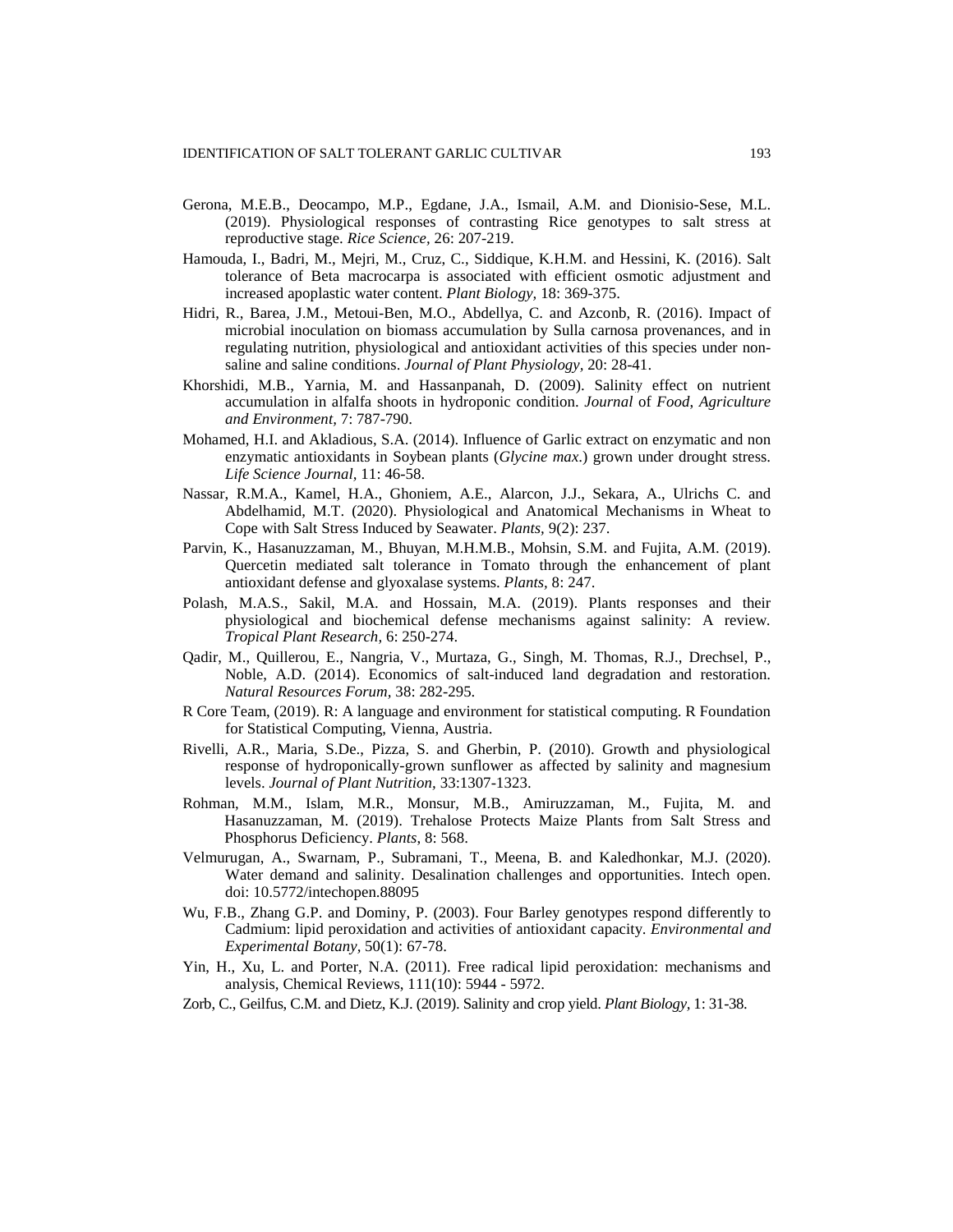Gerona, M.E.B., Deocampo, M.P., Egdane, J.A., Ismail, A.M. and Dionisio-Sese, M.L. (2019). Physiological responses of contrasting Rice genotypes to salt stress at reproductive stage. *Rice Science,* 26: 207-219.

Hamouda, I., Badri, M., Mejri, M., Cruz, C., Siddique, K.H.M. and Hessini, K. (2016). Salt tolerance of Beta macrocarpa is associated with efficient osmotic adjustment and increased apoplastic water content. *Plant Biology,* 18: 369-375.

Hidri, R., Barea, J.M., Metoui-Ben, M.O., Abdellya, C. and Azconb, R. (2016). Impact of microbial inoculation on biomass accumulation by Sulla carnosa provenances, and in regulating nutrition, physiological and antioxidant activities of this species under non-saline and saline conditions. *Journal of Plant Physiology,* 20: 28-41.

Khorshidi, M.B., Yarnia, M. and Hassanpanah, D. (2009). Salinity effect on nutrient accumulation in alfalfa shoots in hydroponic condition. *Journal* of *Food, Agriculture and Environment,* 7: 787-790.

Mohamed, H.I. and Akladious, S.A. (2014). Influence of Garlic extract on enzymatic and non enzymatic antioxidants in Soybean plants (*Glycine max*.) grown under drought stress. *Life Science Journal,* 11: 46-58.

Nassar, R.M.A., Kamel, H.A., Ghoniem, A.E., Alarcon, J.J., Sekara, A., Ulrichs C. and Abdelhamid, M.T. (2020). Physiological and Anatomical Mechanisms in Wheat to Cope with Salt Stress Induced by Seawater. *Plants,* 9(2): 237.

Parvin, K., Hasanuzzaman, M., Bhuyan, M.H.M.B., Mohsin, S.M. and Fujita, A.M. (2019). Quercetin mediated salt tolerance in Tomato through the enhancement of plant antioxidant defense and glyoxalase systems. *Plants,* 8: 247.

Polash, M.A.S., Sakil, M.A. and Hossain, M.A. (2019). Plants responses and their physiological and biochemical defense mechanisms against salinity: A review. *Tropical Plant Research,* 6: 250-274.

Qadir, M., Quillerou, E., Nangria, V., Murtaza, G., Singh, M. Thomas, R.J., Drechsel, P., Noble, A.D. (2014). Economics of salt-induced land degradation and restoration. *Natural Resources Forum,* 38: 282-295.

R Core Team, (2019). R: A language and environment for statistical computing. R Foundation for Statistical Computing, Vienna, Austria.

Rivelli, A.R., Maria, S.De., Pizza, S. and Gherbin, P. (2010). Growth and physiological response of hydroponically-grown sunflower as affected by salinity and magnesium levels. *Journal of Plant Nutrition,* 33:1307-1323.

Rohman, M.M., Islam, M.R., Monsur, M.B., Amiruzzaman, M., Fujita, M. and Hasanuzzaman, M. (2019). Trehalose Protects Maize Plants from Salt Stress and Phosphorus Deficiency. *Plants*, 8: 568.

Velmurugan, A., Swarnam, P., Subramani, T., Meena, B. and Kaledhonkar, M.J. (2020). Water demand and salinity. Desalination challenges and opportunities. Intech open. doi: 10.5772/intechopen.88095

Wu, F.B., Zhang G.P. and Dominy, P. (2003). Four Barley genotypes respond differently to Cadmium: lipid peroxidation and activities of antioxidant capacity. *Environmental and Experimental Botany,* 50(1): 67-78.

Yin, H., Xu, L. and Porter, N.A. (2011). Free radical lipid peroxidation: mechanisms and analysis, Chemical Reviews, 111(10): 5944 - 5972.

Zorb, C., Geilfus, C.M. and Dietz, K.J. (2019). Salinity and crop yield. *Plant Biology*, 1: 31-38.